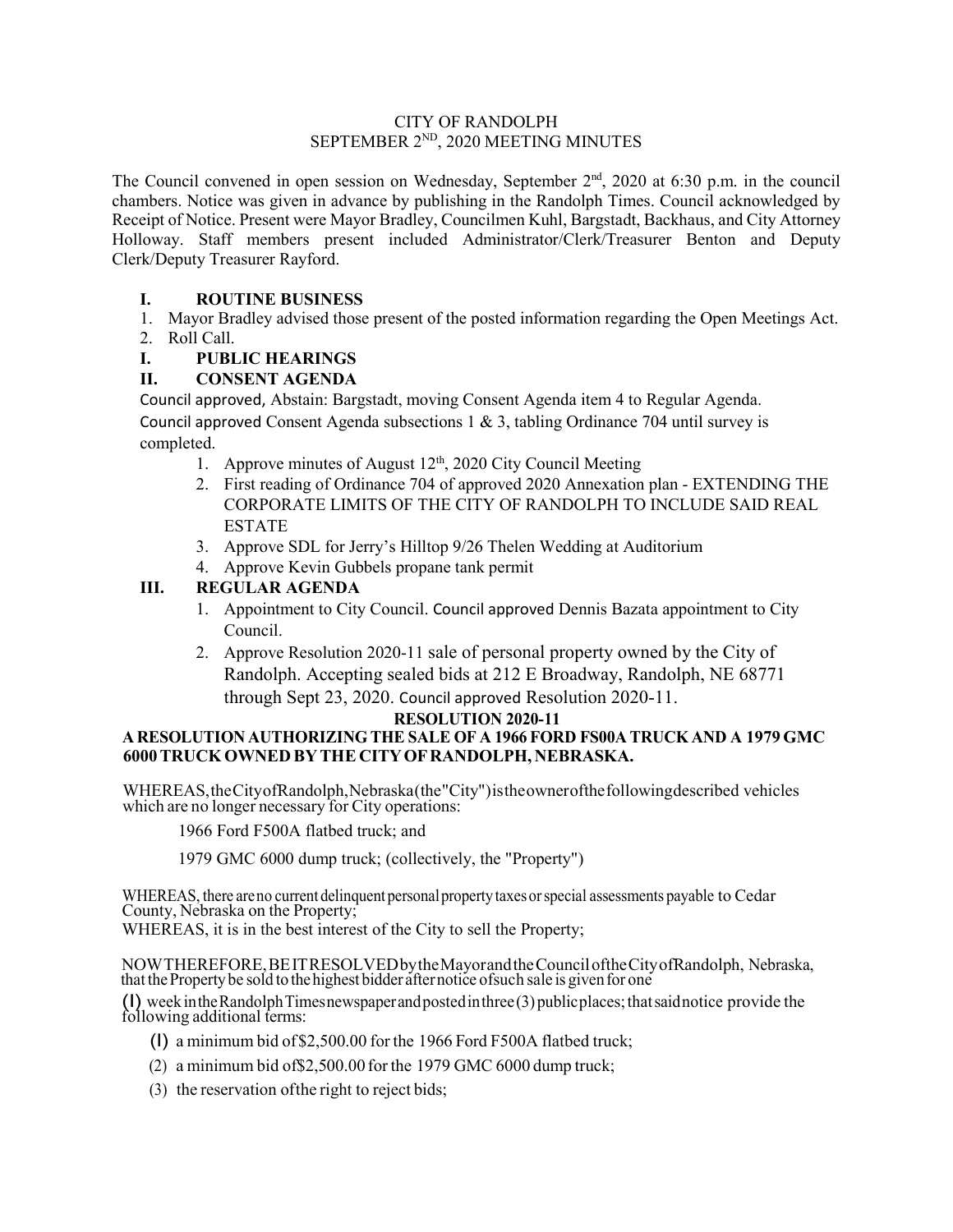# CITY OF RANDOLPH
## SEPTEMBER 2ND, 2020 MEETING MINUTES

The Council convened in open session on Wednesday, September 2nd, 2020 at 6:30 p.m. in the council chambers. Notice was given in advance by publishing in the Randolph Times. Council acknowledged by Receipt of Notice. Present were Mayor Bradley, Councilmen Kuhl, Bargstadt, Backhaus, and City Attorney Holloway. Staff members present included Administrator/Clerk/Treasurer Benton and Deputy Clerk/Deputy Treasurer Rayford.

### I. ROUTINE BUSINESS

1. Mayor Bradley advised those present of the posted information regarding the Open Meetings Act.
2. Roll Call.

### I. PUBLIC HEARINGS

### II. CONSENT AGENDA

Council approved, Abstain: Bargstadt, moving Consent Agenda item 4 to Regular Agenda.
Council approved Consent Agenda subsections 1 & 3, tabling Ordinance 704 until survey is completed.

1. Approve minutes of August 12th, 2020 City Council Meeting
2. First reading of Ordinance 704 of approved 2020 Annexation plan - EXTENDING THE CORPORATE LIMITS OF THE CITY OF RANDOLPH TO INCLUDE SAID REAL ESTATE
3. Approve SDL for Jerry's Hilltop 9/26 Thelen Wedding at Auditorium
4. Approve Kevin Gubbels propane tank permit

### III. REGULAR AGENDA

1. Appointment to City Council. Council approved Dennis Bazata appointment to City Council.
2. Approve Resolution 2020-11 sale of personal property owned by the City of Randolph. Accepting sealed bids at 212 E Broadway, Randolph, NE 68771 through Sept 23, 2020. Council approved Resolution 2020-11.

**RESOLUTION 2020-11**

**A RESOLUTION AUTHORIZING THE SALE OF A 1966 FORD FS00A TRUCK AND A 1979 GMC 6000 TRUCK OWNED BY THE CITY OF RANDOLPH, NEBRASKA.**

WHEREAS, the City of Randolph, Nebraska (the "City") is the owner of the following described vehicles which are no longer necessary for City operations:

1966 Ford F500A flatbed truck; and

1979 GMC 6000 dump truck; (collectively, the "Property")

WHEREAS, there are no current delinquent personal property taxes or special assessments payable to Cedar County, Nebraska on the Property;
WHEREAS, it is in the best interest of the City to sell the Property;

NOW THEREFORE, BE IT RESOLVED by the Mayor and the Council of the City of Randolph, Nebraska, that the Property be sold to the highest bidder after notice of such sale is given for one (l) week in the Randolph Times newspaper and posted in three (3) public places; that said notice provide the following additional terms:

(l) a minimum bid of $2,500.00 for the 1966 Ford F500A flatbed truck;

(2) a minimum bid of $2,500.00 for the 1979 GMC 6000 dump truck;

(3) the reservation of the right to reject bids;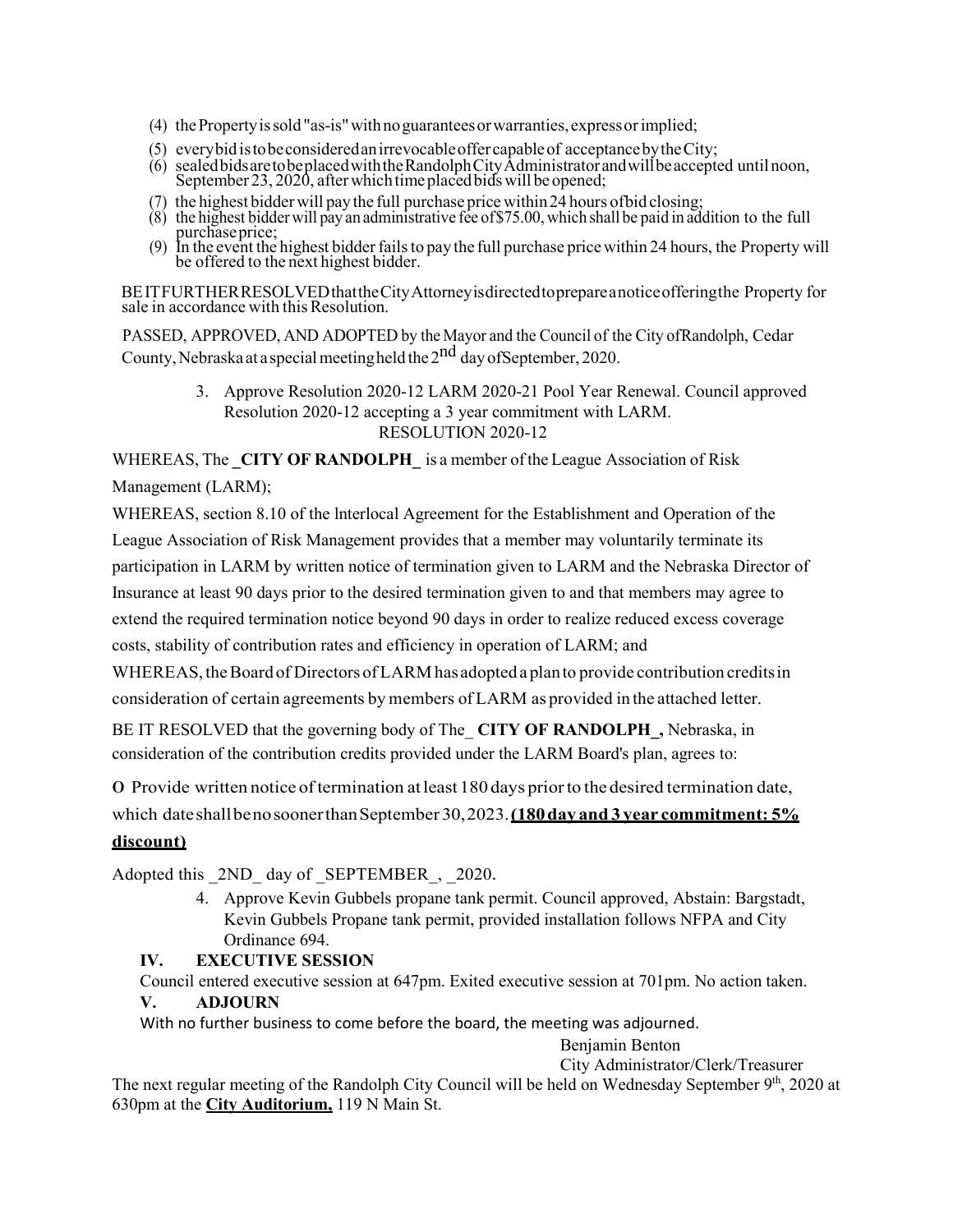(4) the Property is sold "as-is" with no guarantees or warranties, express or implied;

(5) every bid is to be considered an irrevocable offer capable of acceptance by the City;

(6) sealed bids are to be placed with the Randolph City Administrator and will be accepted until noon, September 23, 2020, after which time placed bids will be opened;

(7) the highest bidder will pay the full purchase price within 24 hours of bid closing;

(8) the highest bidder will pay an administrative fee of $75.00, which shall be paid in addition to the full purchase price;

(9) In the event the highest bidder fails to pay the full purchase price within 24 hours, the Property will be offered to the next highest bidder.

BE IT FURTHER RESOLVED that the City Attorney is directed to prepare a notice offering the Property for sale in accordance with this Resolution.

PASSED, APPROVED, AND ADOPTED by the Mayor and the Council of the City of Randolph, Cedar County, Nebraska at a special meeting held the 2nd day of September, 2020.

3. Approve Resolution 2020-12 LARM 2020-21 Pool Year Renewal. Council approved Resolution 2020-12 accepting a 3 year commitment with LARM.

RESOLUTION 2020-12

WHEREAS, The **_CITY OF RANDOLPH_** is a member of the League Association of Risk Management (LARM);

WHEREAS, section 8.10 of the lnterlocal Agreement for the Establishment and Operation of the League Association of Risk Management provides that a member may voluntarily terminate its participation in LARM by written notice of termination given to LARM and the Nebraska Director of Insurance at least 90 days prior to the desired termination given to and that members may agree to extend the required termination notice beyond 90 days in order to realize reduced excess coverage costs, stability of contribution rates and efficiency in operation of LARM; and

WHEREAS, the Board of Directors of LARM has adopted a plan to provide contribution credits in consideration of certain agreements by members of LARM as provided in the attached letter.

BE IT RESOLVED that the governing body of The_ **CITY OF RANDOLPH_,** Nebraska, in consideration of the contribution credits provided under the LARM Board's plan, agrees to:

O Provide written notice of termination at least 180 days prior to the desired termination date, which date shall be no sooner than September 30, 2023. **(180 day and 3 year commitment: 5% discount)**

Adopted this _2ND_ day of _SEPTEMBER_, _2020.

4. Approve Kevin Gubbels propane tank permit. Council approved, Abstain: Bargstadt, Kevin Gubbels Propane tank permit, provided installation follows NFPA and City Ordinance 694.

## IV. EXECUTIVE SESSION

Council entered executive session at 647pm. Exited executive session at 701pm. No action taken.

## V. ADJOURN

With no further business to come before the board, the meeting was adjourned.

Benjamin Benton
City Administrator/Clerk/Treasurer

The next regular meeting of the Randolph City Council will be held on Wednesday September 9th, 2020 at 630pm at the **City Auditorium,** 119 N Main St.